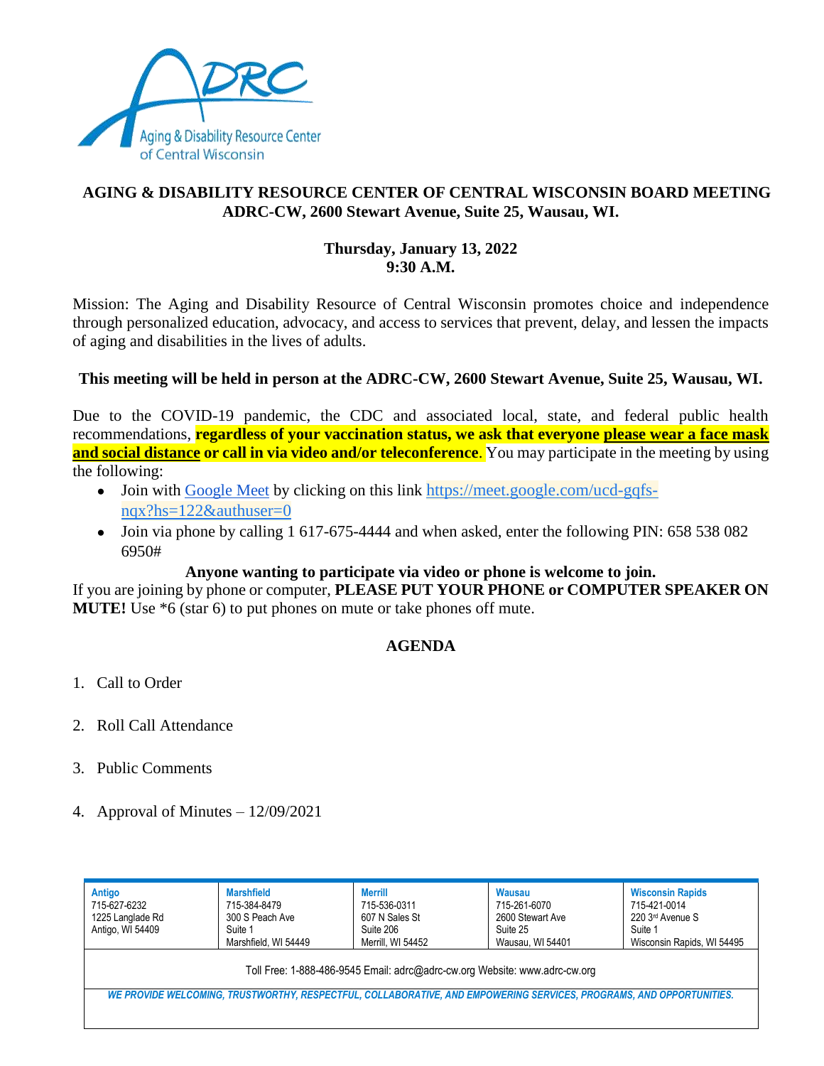# AGING & DISABILITY RESOURCE CENTER OF CENTRAL WISCONSIN BOARD MEETING
## ADRC-CW, 2600 Stewart Avenue, Suite 25, Wausau, WI.

**Thursday, January 13, 2022**
**9:30 A.M.**

Mission: The Aging and Disability Resource of Central Wisconsin promotes choice and independence through personalized education, advocacy, and access to services that prevent, delay, and lessen the impacts of aging and disabilities in the lives of adults.

**This meeting will be held in person at the ADRC-CW, 2600 Stewart Avenue, Suite 25, Wausau, WI.**

Due to the COVID-19 pandemic, the CDC and associated local, state, and federal public health recommendations, **regardless of your vaccination status, we ask that everyone please wear a face mask and social distance or call in via video and/or teleconference**. You may participate in the meeting by using the following:

- Join with Google Meet by clicking on this link https://meet.google.com/ucd-gqfs-nqx?hs=122&authuser=0
- Join via phone by calling 1 617-675-4444 and when asked, enter the following PIN: 658 538 082 6950#

**Anyone wanting to participate via video or phone is welcome to join.**

If you are joining by phone or computer, **PLEASE PUT YOUR PHONE or COMPUTER SPEAKER ON MUTE!** Use *6 (star 6) to put phones on mute or take phones off mute.

## AGENDA

1. Call to Order
2. Roll Call Attendance
3. Public Comments
4. Approval of Minutes – 12/09/2021

| Antigo | Marshfield | Merrill | Wausau | Wisconsin Rapids |
|---|---|---|---|---|
| 715-627-6232 | 715-384-8479 | 715-536-0311 | 715-261-6070 | 715-421-0014 |
| 1225 Langlade Rd | 300 S Peach Ave | 607 N Sales St | 2600 Stewart Ave | 220 3rd Avenue S |
| Antigo, WI 54409 | Suite 1 | Suite 206 | Suite 25 | Suite 1 |
| | Marshfield, WI 54449 | Merrill, WI 54452 | Wausau, WI 54401 | Wisconsin Rapids, WI 54495 |

Toll Free: 1-888-486-9545 Email: adrc@adrc-cw.org Website: www.adrc-cw.org

*WE PROVIDE WELCOMING, TRUSTWORTHY, RESPECTFUL, COLLABORATIVE, AND EMPOWERING SERVICES, PROGRAMS, AND OPPORTUNITIES.*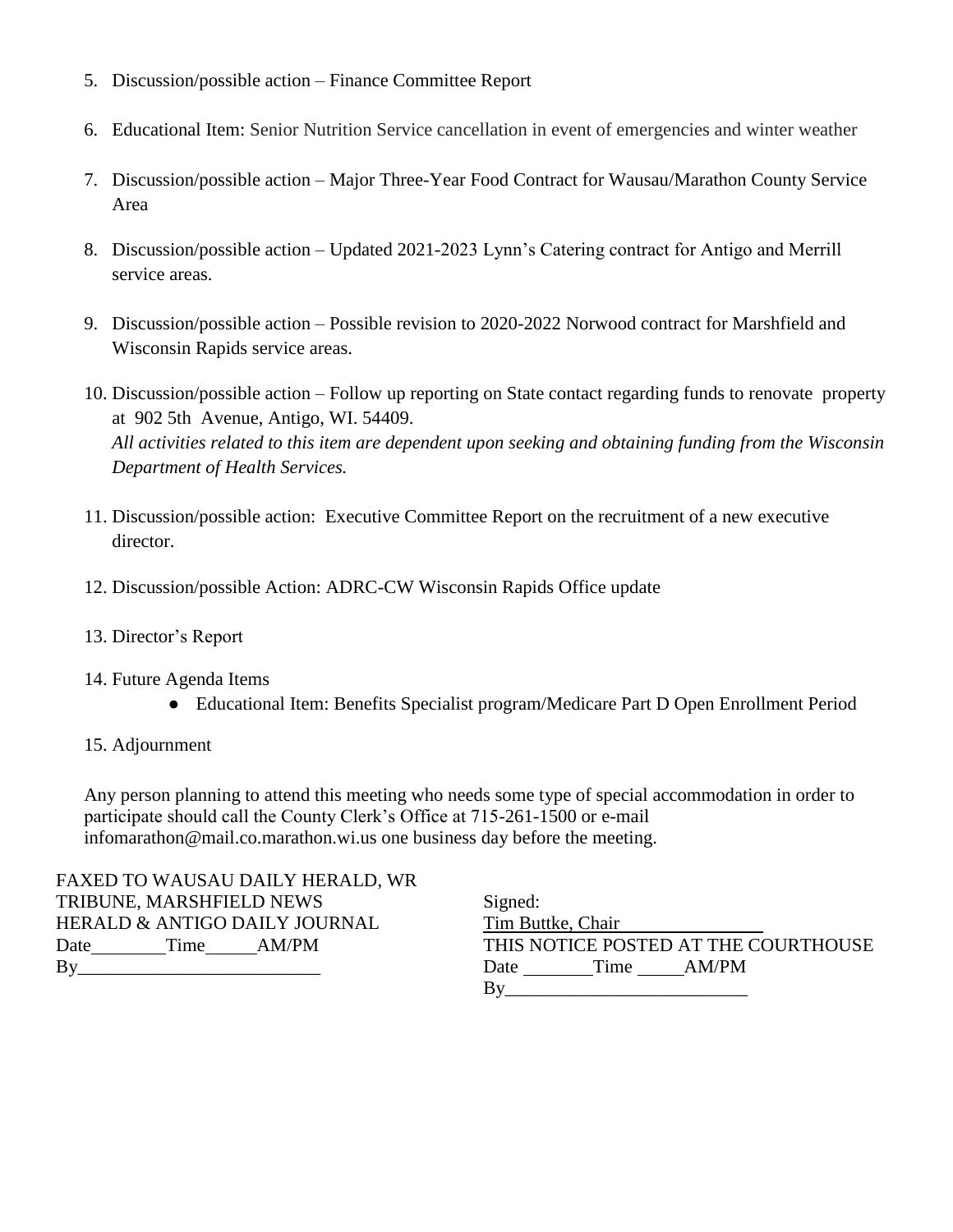5. Discussion/possible action – Finance Committee Report

6. Educational Item: Senior Nutrition Service cancellation in event of emergencies and winter weather

7. Discussion/possible action – Major Three-Year Food Contract for Wausau/Marathon County Service Area

8. Discussion/possible action – Updated 2021-2023 Lynn's Catering contract for Antigo and Merrill service areas.

9. Discussion/possible action – Possible revision to 2020-2022 Norwood contract for Marshfield and Wisconsin Rapids service areas.

10. Discussion/possible action – Follow up reporting on State contact regarding funds to renovate property at 902 5th Avenue, Antigo, WI. 54409.
    *All activities related to this item are dependent upon seeking and obtaining funding from the Wisconsin Department of Health Services.*

11. Discussion/possible action: Executive Committee Report on the recruitment of a new executive director.

12. Discussion/possible Action: ADRC-CW Wisconsin Rapids Office update

13. Director's Report

14. Future Agenda Items
    - Educational Item: Benefits Specialist program/Medicare Part D Open Enrollment Period

15. Adjournment

Any person planning to attend this meeting who needs some type of special accommodation in order to participate should call the County Clerk's Office at 715-261-1500 or e-mail infomarathon@mail.co.marathon.wi.us one business day before the meeting.

FAXED TO WAUSAU DAILY HERALD, WR TRIBUNE, MARSHFIELD NEWS HERALD & ANTIGO DAILY JOURNAL
Date________Time_____AM/PM
By__________________________

Signed:
Tim Buttke, Chair
THIS NOTICE POSTED AT THE COURTHOUSE
Date ________Time _____AM/PM
By__________________________